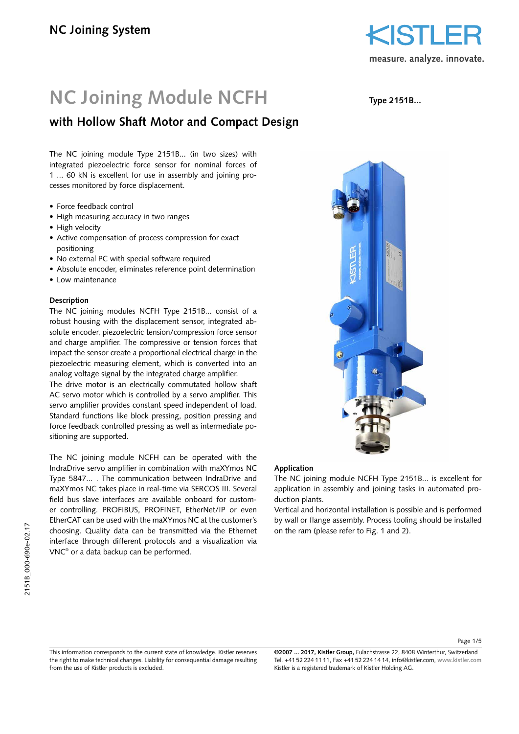# NC Joining System

# NC Joining Module NCFH

## with Hollow Shaft Motor and Compact Design

**Type 2151B...**

The NC joining module Type 2151B... (in two sizes) with integrated piezoelectric force sensor for nominal forces of 1 ... 60 kN is excellent for use in assembly and joining processes monitored by force displacement.

- Force feedback control
- High measuring accuracy in two ranges
- High velocity
- Active compensation of process compression for exact positioning
- No external PC with special software required
- Absolute encoder, eliminates reference point determination
- Low maintenance

### Description

The NC joining modules NCFH Type 2151B... consist of a robust housing with the displacement sensor, integrated absolute encoder, piezoelectric tension/compression force sensor and charge amplifier. The compressive or tension forces that impact the sensor create a proportional electrical charge in the piezoelectric measuring element, which is converted into an analog voltage signal by the integrated charge amplifier.
The drive motor is an electrically commutated hollow shaft AC servo motor which is controlled by a servo amplifier. This servo amplifier provides constant speed independent of load. Standard functions like block pressing, position pressing and force feedback controlled pressing as well as intermediate positioning are supported.

The NC joining module NCFH can be operated with the IndraDrive servo amplifier in combination with maXYmos NC Type 5847... . The communication between IndraDrive and maXYmos NC takes place in real-time via SERCOS III. Several field bus slave interfaces are available onboard for customer controlling. PROFIBUS, PROFINET, EtherNet/IP or even EtherCAT can be used with the maXYmos NC at the customer's choosing. Quality data can be transmitted via the Ethernet interface through different protocols and a visualization via VNC® or a data backup can be performed.

### Application

The NC joining module NCFH Type 2151B... is excellent for application in assembly and joining tasks in automated production plants.
Vertical and horizontal installation is possible and is performed by wall or flange assembly. Process tooling should be installed on the ram (please refer to Fig. 1 and 2).

2151B_000-690e-02.17

This information corresponds to the current state of knowledge. Kistler reserves the right to make technical changes. Liability for consequential damage resulting from the use of Kistler products is excluded.

**©2007 ... 2017, Kistler Group,** Eulachstrasse 22, 8408 Winterthur, Switzerland
Tel. +41 52 224 11 11, Fax +41 52 224 14 14, info@kistler.com, www.kistler.com
Kistler is a registered trademark of Kistler Holding AG.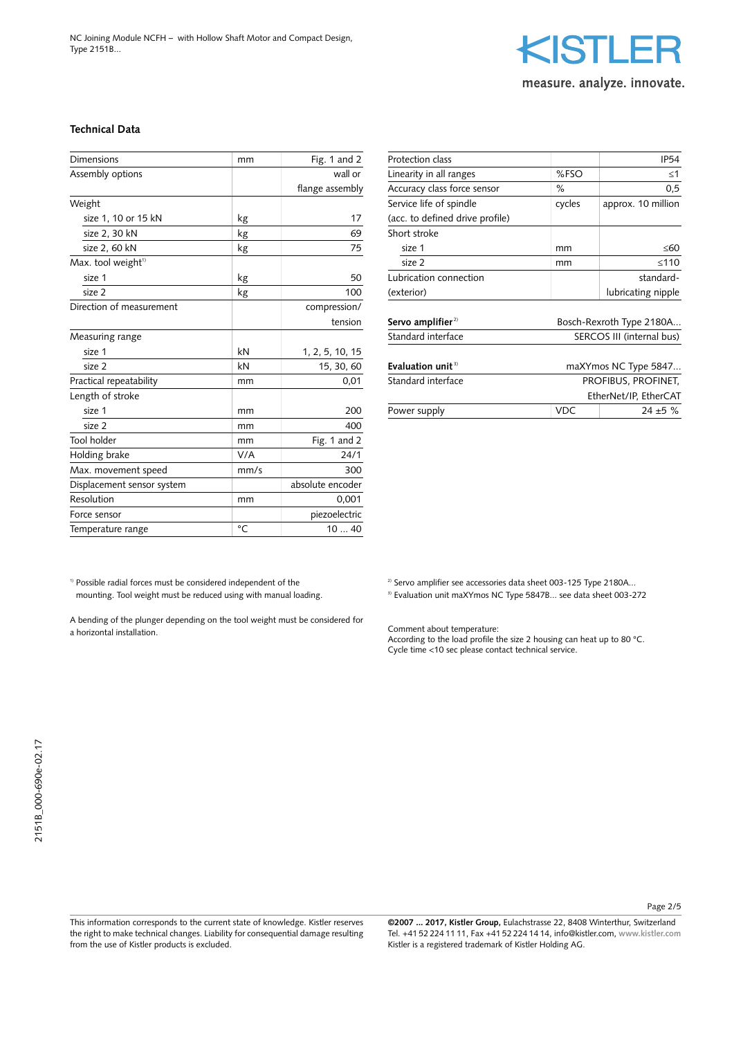## Technical Data

| Dimensions | mm | Fig. 1 and 2 |
|---|---|---|
| Assembly options | | wall or flange assembly |
| Weight | | |
| size 1, 10 or 15 kN | kg | 17 |
| size 2, 30 kN | kg | 69 |
| size 2, 60 kN | kg | 75 |
| Max. tool weight[1] | | |
| size 1 | kg | 50 |
| size 2 | kg | 100 |
| Direction of measurement | | compression/ tension |
| Measuring range | | |
| size 1 | kN | 1, 2, 5, 10, 15 |
| size 2 | kN | 15, 30, 60 |
| Practical repeatability | mm | 0,01 |
| Length of stroke | | |
| size 1 | mm | 200 |
| size 2 | mm | 400 |
| Tool holder | mm | Fig. 1 and 2 |
| Holding brake | V/A | 24/1 |
| Max. movement speed | mm/s | 300 |
| Displacement sensor system | | absolute encoder |
| Resolution | mm | 0,001 |
| Force sensor | | piezoelectric |
| Temperature range | °C | 10 ... 40 |

| Protection class | | IP54 |
|---|---|---|
| Linearity in all ranges | %FSO | ≤1 |
| Accuracy class force sensor | % | 0,5 |
| Service life of spindle (acc. to defined drive profile) | cycles | approx. 10 million |
| Short stroke | | |
| size 1 | mm | ≤60 |
| size 2 | mm | ≤110 |
| Lubrication connection (exterior) | | standard-lubricating nipple |

| **Servo amplifier**[2] | Bosch-Rexroth Type 2180A... |
|---|---|
| Standard interface | SERCOS III (internal bus) |

| **Evaluation unit**[3] | | maXYmos NC Type 5847... |
|---|---|---|
| Standard interface | | PROFIBUS, PROFINET, EtherNet/IP, EtherCAT |
| Power supply | VDC | 24 ±5 % |

[1] Possible radial forces must be considered independent of the mounting. Tool weight must be reduced using with manual loading.

A bending of the plunger depending on the tool weight must be considered for a horizontal installation.

[2] Servo amplifier see accessories data sheet 003-125 Type 2180A...

[3] Evaluation unit maXYmos NC Type 5847B... see data sheet 003-272

Comment about temperature:
According to the load profile the size 2 housing can heat up to 80 °C. Cycle time <10 sec please contact technical service.

This information corresponds to the current state of knowledge. Kistler reserves the right to make technical changes. Liability for consequential damage resulting from the use of Kistler products is excluded.

**©2007 ... 2017, Kistler Group,** Eulachstrasse 22, 8408 Winterthur, Switzerland
Tel. +41 52 224 11 11, Fax +41 52 224 14 14, info@kistler.com, www.kistler.com
Kistler is a registered trademark of Kistler Holding AG.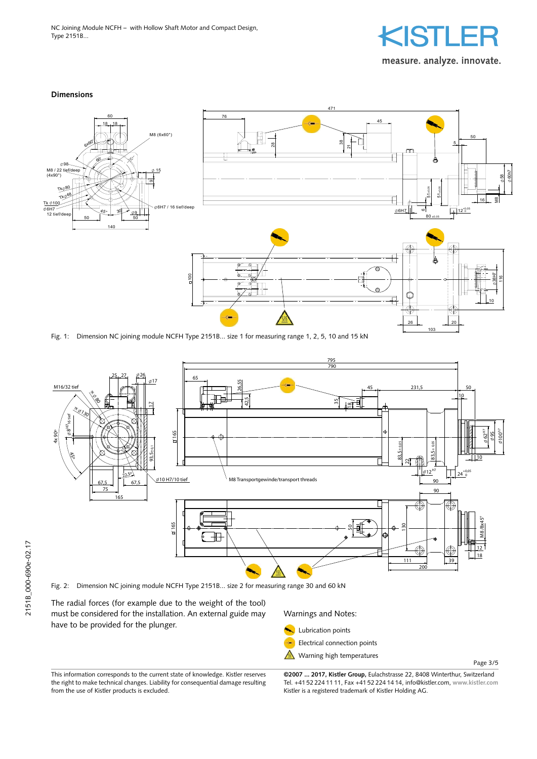## Dimensions

Fig. 1: Dimension NC joining module NCFH Type 2151B... size 1 for measuring range 1, 2, 5, 10 and 15 kN

Fig. 2: Dimension NC joining module NCFH Type 2151B... size 2 for measuring range 30 and 60 kN

The radial forces (for example due to the weight of the tool) must be considered for the installation. An external guide may have to be provided for the plunger.

Warnings and Notes:

- Lubrication points
- Electrical connection points
- Warning high temperatures

This information corresponds to the current state of knowledge. Kistler reserves the right to make technical changes. Liability for consequential damage resulting from the use of Kistler products is excluded.

**©2007 ... 2017, Kistler Group,** Eulachstrasse 22, 8408 Winterthur, Switzerland
Tel. +41 52 224 11 11, Fax +41 52 224 14 14, info@kistler.com, www.kistler.com
Kistler is a registered trademark of Kistler Holding AG.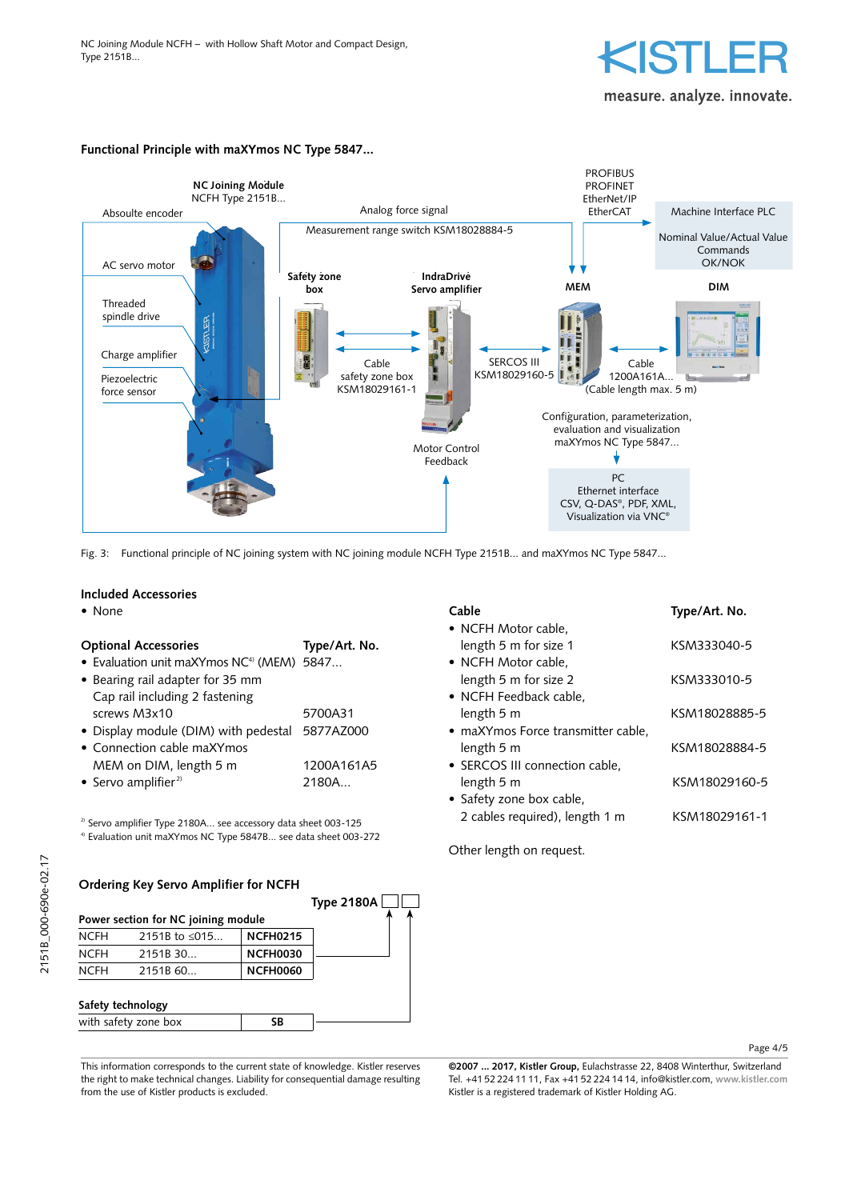## Functional Principle with maXYmos NC Type 5847...

NC Joining Module
NCFH Type 2151B...

Absoulte encoder

AC servo motor

Threaded spindle drive

Charge amplifier

Piezoelectric force sensor

Analog force signal

Measurement range switch KSM18028884-5

PROFIBUS
PROFINET
EtherNet/IP
EtherCAT

Machine Interface PLC

Nominal Value/Actual Value
Commands
OK/NOK

Safety zone box

IndraDrive Servo amplifier

MEM

DIM

Cable
safety zone box
KSM18029161-1

SERCOS III
KSM18029160-5

Cable
1200A161A...
(Cable length max. 5 m)

Configuration, parameterization, evaluation and visualization maXYmos NC Type 5847...

Motor Control
Feedback

PC
Ethernet interface
CSV, Q-DAS®, PDF, XML,
Visualization via VNC®

Fig. 3: Functional principle of NC joining system with NC joining module NCFH Type 2151B... and maXYmos NC Type 5847...

### Included Accessories

- None

### Optional Accessories

| Optional Accessories | Type/Art. No. |
|---|---|
| • Evaluation unit maXYmos NC[4] (MEM) | 5847... |
| • Bearing rail adapter for 35 mm Cap rail including 2 fastening screws M3x10 | 5700A31 |
| • Display module (DIM) with pedestal | 5877AZ000 |
| • Connection cable maXYmos MEM on DIM, length 5 m | 1200A161A5 |
| • Servo amplifier[2] | 2180A... |

[2] Servo amplifier Type 2180A... see accessory data sheet 003-125
[4] Evaluation unit maXYmos NC Type 5847B... see data sheet 003-272

| Cable | Type/Art. No. |
|---|---|
| • NCFH Motor cable, length 5 m for size 1 | KSM333040-5 |
| • NCFH Motor cable, length 5 m for size 2 | KSM333010-5 |
| • NCFH Feedback cable, length 5 m | KSM18028885-5 |
| • maXYmos Force transmitter cable, length 5 m | KSM18028884-5 |
| • SERCOS III connection cable, length 5 m | KSM18029160-5 |
| • Safety zone box cable, 2 cables required), length 1 m | KSM18029161-1 |

Other length on request.

### Ordering Key Servo Amplifier for NCFH

Type 2180A ☐ ☐

| Power section for NC joining module | | |
|---|---|---|
| NCFH | 2151B to ≤015... | NCFH0215 |
| NCFH | 2151B 30... | NCFH0030 |
| NCFH | 2151B 60... | NCFH0060 |

| Safety technology | |
|---|---|
| with safety zone box | SB |

This information corresponds to the current state of knowledge. Kistler reserves the right to make technical changes. Liability for consequential damage resulting from the use of Kistler products is excluded.

**©2007 ... 2017, Kistler Group,** Eulachstrasse 22, 8408 Winterthur, Switzerland
Tel. +41 52 224 11 11, Fax +41 52 224 14 14, info@kistler.com, www.kistler.com
Kistler is a registered trademark of Kistler Holding AG.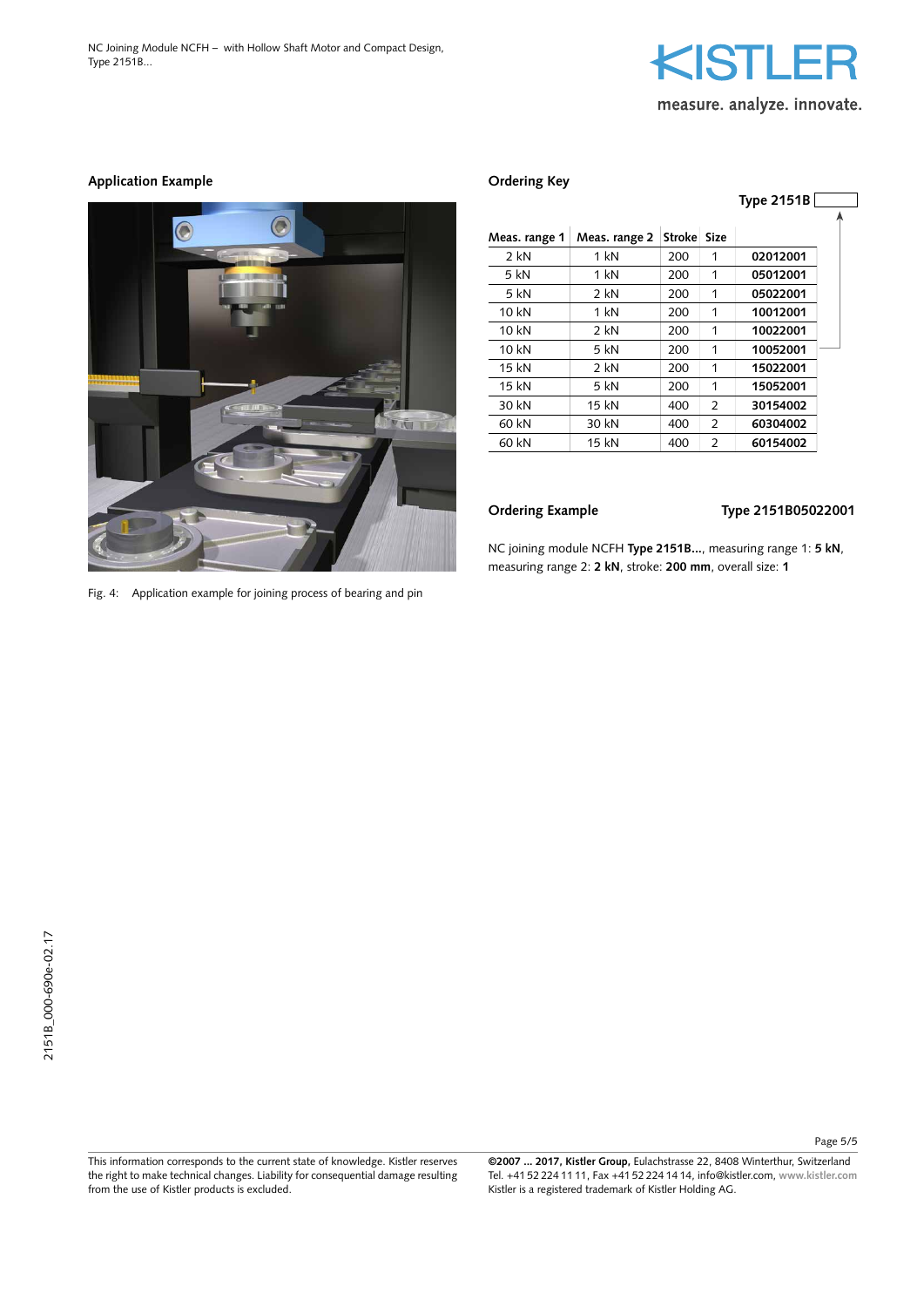## Application Example

Fig. 4: Application example for joining process of bearing and pin

## Ordering Key

Type 2151B

| Meas. range 1 | Meas. range 2 | Stroke | Size | |
|---|---|---|---|---|
| 2 kN | 1 kN | 200 | 1 | **02012001** |
| 5 kN | 1 kN | 200 | 1 | **05012001** |
| 5 kN | 2 kN | 200 | 1 | **05022001** |
| 10 kN | 1 kN | 200 | 1 | **10012001** |
| 10 kN | 2 kN | 200 | 1 | **10022001** |
| 10 kN | 5 kN | 200 | 1 | **10052001** |
| 15 kN | 2 kN | 200 | 1 | **15022001** |
| 15 kN | 5 kN | 200 | 1 | **15052001** |
| 30 kN | 15 kN | 400 | 2 | **30154002** |
| 60 kN | 30 kN | 400 | 2 | **60304002** |
| 60 kN | 15 kN | 400 | 2 | **60154002** |

## Ordering Example

**Type 2151B05022001**

NC joining module NCFH **Type 2151B...**, measuring range 1: **5 kN**, measuring range 2: **2 kN**, stroke: **200 mm**, overall size: **1**

This information corresponds to the current state of knowledge. Kistler reserves the right to make technical changes. Liability for consequential damage resulting from the use of Kistler products is excluded.

**©2007 ... 2017, Kistler Group,** Eulachstrasse 22, 8408 Winterthur, Switzerland
Tel. +41 52 224 11 11, Fax +41 52 224 14 14, info@kistler.com, www.kistler.com
Kistler is a registered trademark of Kistler Holding AG.